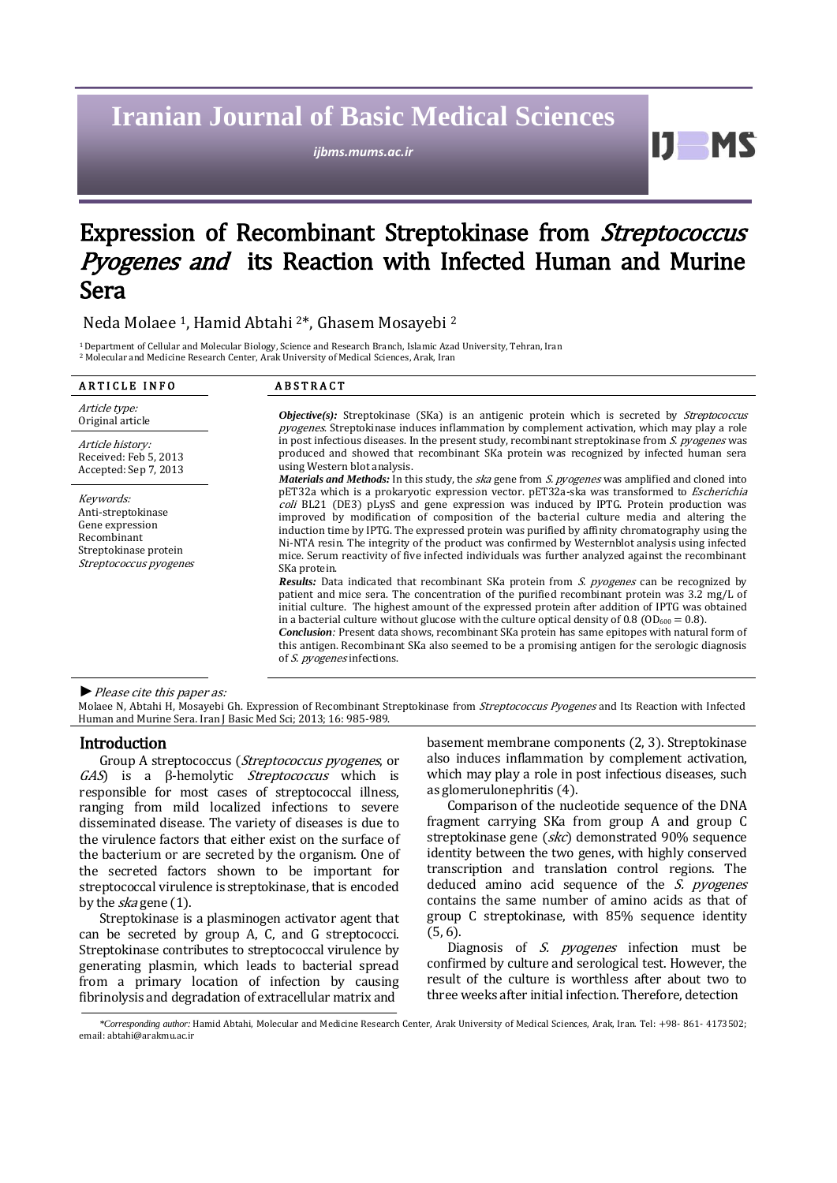# Iranian Journal of Basic Medical Sciences

*ijbms.mums.ac.ir*

# Expression of Recombinant Streptokinase from *Streptococcus Pyogenes and* its Reaction with Infected Human and Murine Sera

Neda Molaee [1], Hamid Abtahi [2]*, Ghasem Mosayebi [2]

[1] Department of Cellular and Molecular Biology, Science and Research Branch, Islamic Azad University, Tehran, Iran
[2] Molecular and Medicine Research Center, Arak University of Medical Sciences, Arak, Iran

**ARTICLE INFO**

*Article type:*
Original article

*Article history:*
Received: Feb 5, 2013
Accepted: Sep 7, 2013

*Keywords:*
Anti-streptokinase
Gene expression
Recombinant
Streptokinase protein
*Streptococcus pyogenes*

**ABSTRACT**

***Objective(s):*** Streptokinase (SKa) is an antigenic protein which is secreted by *Streptococcus pyogenes*. Streptokinase induces inflammation by complement activation, which may play a role in post infectious diseases. In the present study, recombinant streptokinase from *S. pyogenes* was produced and showed that recombinant SKa protein was recognized by infected human sera using Western blot analysis.

***Materials and Methods:*** In this study, the *ska* gene from *S. pyogenes* was amplified and cloned into pET32a which is a prokaryotic expression vector. pET32a-ska was transformed to *Escherichia coli* BL21 (DE3) pLysS and gene expression was induced by IPTG. Protein production was improved by modification of composition of the bacterial culture media and altering the induction time by IPTG. The expressed protein was purified by affinity chromatography using the Ni-NTA resin. The integrity of the product was confirmed by Westernblot analysis using infected mice. Serum reactivity of five infected individuals was further analyzed against the recombinant SKa protein.

***Results:*** Data indicated that recombinant SKa protein from *S. pyogenes* can be recognized by patient and mice sera. The concentration of the purified recombinant protein was 3.2 mg/L of initial culture. The highest amount of the expressed protein after addition of IPTG was obtained in a bacterial culture without glucose with the culture optical density of 0.8 ($OD_{600}$ = 0.8).

***Conclusion:*** Present data shows, recombinant SKa protein has same epitopes with natural form of this antigen. Recombinant SKa also seemed to be a promising antigen for the serologic diagnosis of *S. pyogenes* infections.

► *Please cite this paper as:*

Molaee N, Abtahi H, Mosayebi Gh. Expression of Recombinant Streptokinase from *Streptococcus Pyogenes* and Its Reaction with Infected Human and Murine Sera. Iran J Basic Med Sci; 2013; 16: 985-989.

## Introduction

Group A streptococcus (*Streptococcus pyogenes*, or *GAS*) is a β-hemolytic *Streptococcus* which is responsible for most cases of streptococcal illness, ranging from mild localized infections to severe disseminated disease. The variety of diseases is due to the virulence factors that either exist on the surface of the bacterium or are secreted by the organism. One of the secreted factors shown to be important for streptococcal virulence is streptokinase, that is encoded by the *ska* gene (1).

Streptokinase is a plasminogen activator agent that can be secreted by group A, C, and G streptococci. Streptokinase contributes to streptococcal virulence by generating plasmin, which leads to bacterial spread from a primary location of infection by causing fibrinolysis and degradation of extracellular matrix and basement membrane components (2, 3). Streptokinase also induces inflammation by complement activation, which may play a role in post infectious diseases, such as glomerulonephritis (4).

Comparison of the nucleotide sequence of the DNA fragment carrying SKa from group A and group C streptokinase gene (*skc*) demonstrated 90% sequence identity between the two genes, with highly conserved transcription and translation control regions. The deduced amino acid sequence of the *S. pyogenes* contains the same number of amino acids as that of group C streptokinase, with 85% sequence identity (5, 6).

Diagnosis of *S. pyogenes* infection must be confirmed by culture and serological test. However, the result of the culture is worthless after about two to three weeks after initial infection. Therefore, detection

*\*Corresponding author:* Hamid Abtahi, Molecular and Medicine Research Center, Arak University of Medical Sciences, Arak, Iran. Tel: +98- 861- 4173502; email: abtahi@arakmu.ac.ir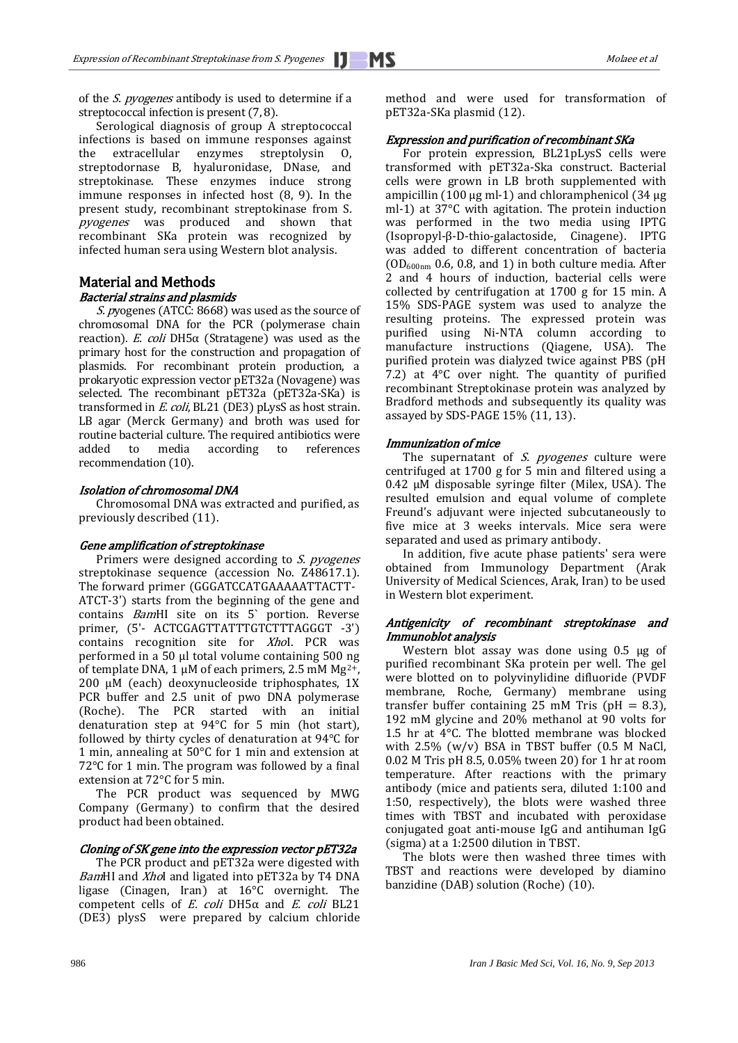of the *S. pyogenes* antibody is used to determine if a streptococcal infection is present (7, 8).

Serological diagnosis of group A streptococcal infections is based on immune responses against the extracellular enzymes streptolysin O, streptodornase B, hyaluronidase, DNase, and streptokinase. These enzymes induce strong immune responses in infected host (8, 9). In the present study, recombinant streptokinase from S. *pyogenes* was produced and shown that recombinant SKa protein was recognized by infected human sera using Western blot analysis.

## Material and Methods

### *Bacterial strains and plasmids*

*S. py*ogenes (ATCC: 8668) was used as the source of chromosomal DNA for the PCR (polymerase chain reaction). *E. coli* DH5α (Stratagene) was used as the primary host for the construction and propagation of plasmids. For recombinant protein production, a prokaryotic expression vector pET32a (Novagene) was selected. The recombinant pET32a (pET32a-SKa) is transformed in *E. coli*, BL21 (DE3) pLysS as host strain. LB agar (Merck Germany) and broth was used for routine bacterial culture. The required antibiotics were added to media according to references recommendation (10).

### *Isolation of chromosomal DNA*

Chromosomal DNA was extracted and purified, as previously described (11).

### *Gene amplification of streptokinase*

Primers were designed according to *S. pyogenes* streptokinase sequence (accession No. Z48617.1). The forward primer (GGGATCCATGAAAAATTACTT-ATCT-3') starts from the beginning of the gene and contains *Bam*HI site on its 5` portion. Reverse primer, (5'- ACTCGAGTTATTTGTCTTTAGGGT -3') contains recognition site for *Xho*I. PCR was performed in a 50 µl total volume containing 500 ng of template DNA, 1 µM of each primers, 2.5 mM $Mg^{2+}$, 200 µM (each) deoxynucleoside triphosphates, 1X PCR buffer and 2.5 unit of pwo DNA polymerase (Roche). The PCR started with an initial denaturation step at 94°C for 5 min (hot start), followed by thirty cycles of denaturation at 94°C for 1 min, annealing at 50°C for 1 min and extension at 72°C for 1 min. The program was followed by a final extension at 72°C for 5 min.

The PCR product was sequenced by MWG Company (Germany) to confirm that the desired product had been obtained.

### *Cloning of SK gene into the expression vector pET32a*

The PCR product and pET32a were digested with *Bam*HI and *Xho*I and ligated into pET32a by T4 DNA ligase (Cinagen, Iran) at 16°C overnight. The competent cells of *E. coli* DH5α and *E. coli* BL21 (DE3) plysS were prepared by calcium chloride method and were used for transformation of pET32a-SKa plasmid (12).

### *Expression and purification of recombinant SKa*

For protein expression, BL21pLysS cells were transformed with pET32a-Ska construct. Bacterial cells were grown in LB broth supplemented with ampicillin (100 µg ml-1) and chloramphenicol (34 µg ml-1) at 37°C with agitation. The protein induction was performed in the two media using IPTG (Isopropyl-β-D-thio-galactoside, Cinagene). IPTG was added to different concentration of bacteria ($OD_{600nm}$ 0.6, 0.8, and 1) in both culture media. After 2 and 4 hours of induction, bacterial cells were collected by centrifugation at 1700 g for 15 min. A 15% SDS-PAGE system was used to analyze the resulting proteins. The expressed protein was purified using Ni-NTA column according to manufacture instructions (Qiagene, USA). The purified protein was dialyzed twice against PBS (pH 7.2) at 4°C over night. The quantity of purified recombinant Streptokinase protein was analyzed by Bradford methods and subsequently its quality was assayed by SDS-PAGE 15% (11, 13).

### *Immunization of mice*

The supernatant of *S. pyogenes* culture were centrifuged at 1700 g for 5 min and filtered using a 0.42 µM disposable syringe filter (Milex, USA). The resulted emulsion and equal volume of complete Freund's adjuvant were injected subcutaneously to five mice at 3 weeks intervals. Mice sera were separated and used as primary antibody.

In addition, five acute phase patients' sera were obtained from Immunology Department (Arak University of Medical Sciences, Arak, Iran) to be used in Western blot experiment.

### *Antigenicity of recombinant streptokinase and Immunoblot analysis*

Western blot assay was done using 0.5 µg of purified recombinant SKa protein per well. The gel were blotted on to polyvinylidine difluoride (PVDF membrane, Roche, Germany) membrane using transfer buffer containing 25 mM Tris (pH = 8.3), 192 mM glycine and 20% methanol at 90 volts for 1.5 hr at 4°C. The blotted membrane was blocked with 2.5% (w/v) BSA in TBST buffer (0.5 M NaCl, 0.02 M Tris pH 8.5, 0.05% tween 20) for 1 hr at room temperature. After reactions with the primary antibody (mice and patients sera, diluted 1:100 and 1:50, respectively), the blots were washed three times with TBST and incubated with peroxidase conjugated goat anti-mouse IgG and antihuman IgG (sigma) at a 1:2500 dilution in TBST.

The blots were then washed three times with TBST and reactions were developed by diamino banzidine (DAB) solution (Roche) (10).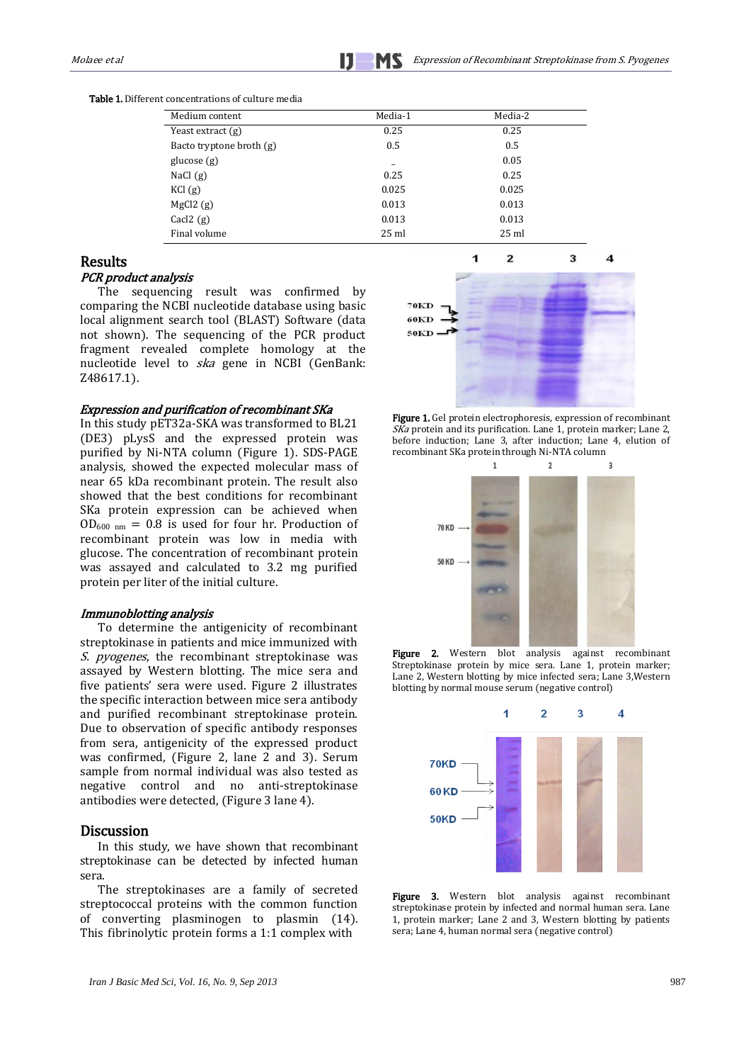**Table 1.** Different concentrations of culture media

| Medium content | Media-1 | Media-2 |
|---|---|---|
| Yeast extract (g) | 0.25 | 0.25 |
| Bacto tryptone broth (g) | 0.5 | 0.5 |
| glucose (g) | _ | 0.05 |
| NaCl (g) | 0.25 | 0.25 |
| KCl (g) | 0.025 | 0.025 |
| MgCl2 (g) | 0.013 | 0.013 |
| Cacl2 (g) | 0.013 | 0.013 |
| Final volume | 25 ml | 25 ml |

## Results

### *PCR product analysis*

The sequencing result was confirmed by comparing the NCBI nucleotide database using basic local alignment search tool (BLAST) Software (data not shown). The sequencing of the PCR product fragment revealed complete homology at the nucleotide level to *ska* gene in NCBI (GenBank: Z48617.1).

### *Expression and purification of recombinant SKa*

In this study pET32a-SKA was transformed to BL21 (DE3) pLysS and the expressed protein was purified by Ni-NTA column (Figure 1). SDS-PAGE analysis, showed the expected molecular mass of near 65 kDa recombinant protein. The result also showed that the best conditions for recombinant SKa protein expression can be achieved when $OD_{600\ nm}$ = 0.8 is used for four hr. Production of recombinant protein was low in media with glucose. The concentration of recombinant protein was assayed and calculated to 3.2 mg purified protein per liter of the initial culture.

**Figure 1.** Gel protein electrophoresis, expression of recombinant *SKa* protein and its purification. Lane 1, protein marker; Lane 2, before induction; Lane 3, after induction; Lane 4, elution of recombinant SKa protein through Ni-NTA column

**Figure 2.** Western blot analysis against recombinant Streptokinase protein by mice sera. Lane 1, protein marker; Lane 2, Western blotting by mice infected sera; Lane 3,Western blotting by normal mouse serum (negative control)

### *Immunoblotting analysis*

To determine the antigenicity of recombinant streptokinase in patients and mice immunized with *S. pyogenes*, the recombinant streptokinase was assayed by Western blotting. The mice sera and five patients' sera were used. Figure 2 illustrates the specific interaction between mice sera antibody and purified recombinant streptokinase protein. Due to observation of specific antibody responses from sera, antigenicity of the expressed product was confirmed, (Figure 2, lane 2 and 3). Serum sample from normal individual was also tested as negative control and no anti-streptokinase antibodies were detected, (Figure 3 lane 4).

**Figure 3.** Western blot analysis against recombinant streptokinase protein by infected and normal human sera. Lane 1, protein marker; Lane 2 and 3, Western blotting by patients sera; Lane 4, human normal sera (negative control)

## Discussion

In this study, we have shown that recombinant streptokinase can be detected by infected human sera.

The streptokinases are a family of secreted streptococcal proteins with the common function of converting plasminogen to plasmin (14). This fibrinolytic protein forms a 1:1 complex with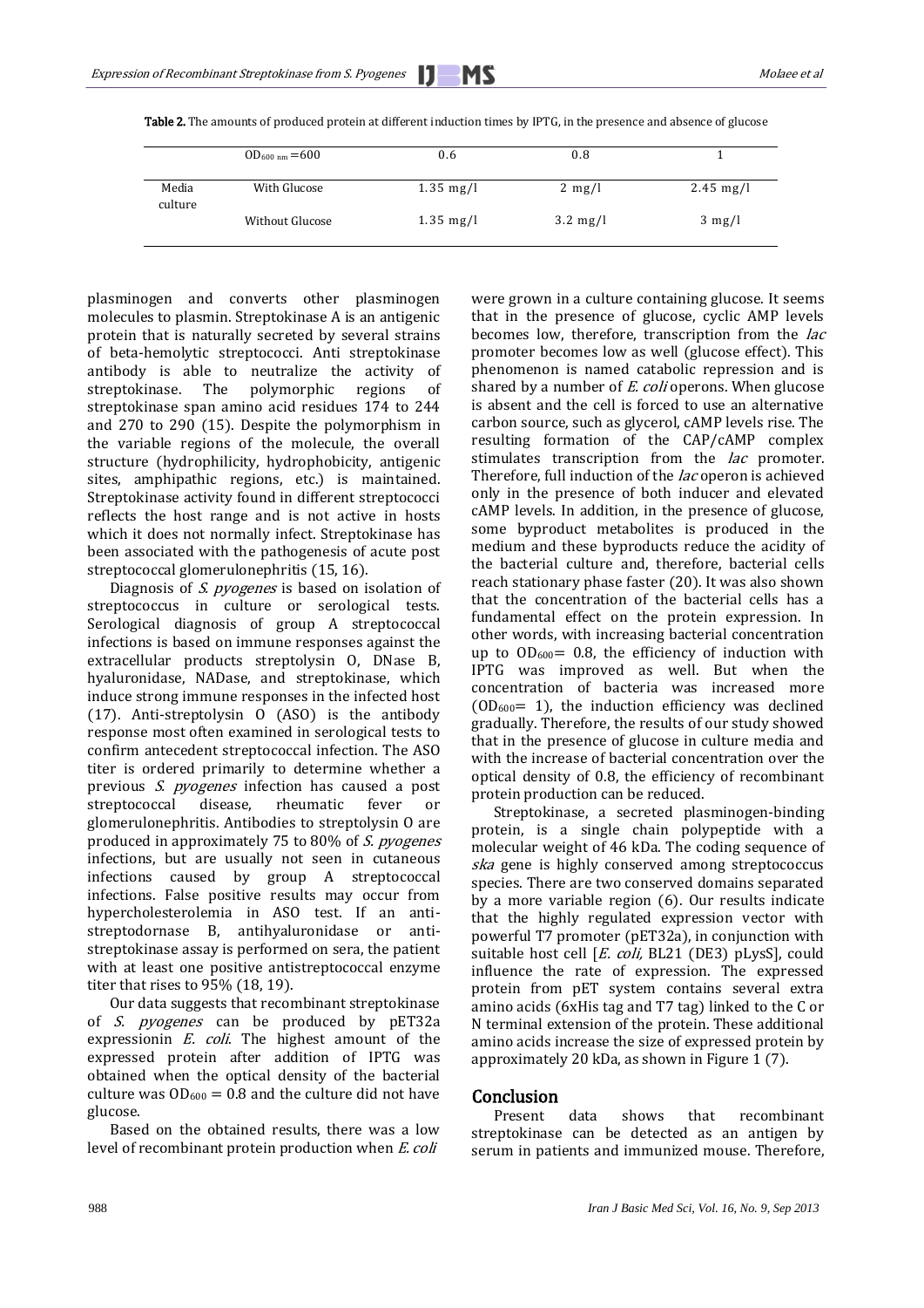**Table 2.** The amounts of produced protein at different induction times by IPTG, in the presence and absence of glucose

| | $OD_{600\ nm} = 600$ | 0.6 | 0.8 | 1 |
|---|---|---|---|---|
| Media culture | With Glucose | 1.35 mg/l | 2 mg/l | 2.45 mg/l |
| | Without Glucose | 1.35 mg/l | 3.2 mg/l | 3 mg/l |

plasminogen and converts other plasminogen molecules to plasmin. Streptokinase A is an antigenic protein that is naturally secreted by several strains of beta-hemolytic streptococci. Anti streptokinase antibody is able to neutralize the activity of streptokinase. The polymorphic regions of streptokinase span amino acid residues 174 to 244 and 270 to 290 (15). Despite the polymorphism in the variable regions of the molecule, the overall structure (hydrophilicity, hydrophobicity, antigenic sites, amphipathic regions, etc.) is maintained. Streptokinase activity found in different streptococci reflects the host range and is not active in hosts which it does not normally infect. Streptokinase has been associated with the pathogenesis of acute post streptococcal glomerulonephritis (15, 16).

Diagnosis of *S. pyogenes* is based on isolation of streptococcus in culture or serological tests. Serological diagnosis of group A streptococcal infections is based on immune responses against the extracellular products streptolysin O, DNase B, hyaluronidase, NADase, and streptokinase, which induce strong immune responses in the infected host (17). Anti-streptolysin O (ASO) is the antibody response most often examined in serological tests to confirm antecedent streptococcal infection. The ASO titer is ordered primarily to determine whether a previous *S. pyogenes* infection has caused a post streptococcal disease, rheumatic fever or glomerulonephritis. Antibodies to streptolysin O are produced in approximately 75 to 80% of *S. pyogenes* infections, but are usually not seen in cutaneous infections caused by group A streptococcal infections. False positive results may occur from hypercholesterolemia in ASO test. If an anti-streptodornase B, antihyaluronidase or anti-streptokinase assay is performed on sera, the patient with at least one positive antistreptococcal enzyme titer that rises to 95% (18, 19).

Our data suggests that recombinant streptokinase of *S. pyogenes* can be produced by pET32a expressionin *E. coli*. The highest amount of the expressed protein after addition of IPTG was obtained when the optical density of the bacterial culture was $OD_{600} = 0.8$ and the culture did not have glucose.

Based on the obtained results, there was a low level of recombinant protein production when *E. coli* were grown in a culture containing glucose. It seems that in the presence of glucose, cyclic AMP levels becomes low, therefore, transcription from the *lac* promoter becomes low as well (glucose effect). This phenomenon is named catabolic repression and is shared by a number of *E. coli* operons. When glucose is absent and the cell is forced to use an alternative carbon source, such as glycerol, cAMP levels rise. The resulting formation of the CAP/cAMP complex stimulates transcription from the *lac* promoter. Therefore, full induction of the *lac* operon is achieved only in the presence of both inducer and elevated cAMP levels. In addition, in the presence of glucose, some byproduct metabolites is produced in the medium and these byproducts reduce the acidity of the bacterial culture and, therefore, bacterial cells reach stationary phase faster (20). It was also shown that the concentration of the bacterial cells has a fundamental effect on the protein expression. In other words, with increasing bacterial concentration up to $OD_{600} = 0.8$, the efficiency of induction with IPTG was improved as well. But when the concentration of bacteria was increased more ($OD_{600} = 1$), the induction efficiency was declined gradually. Therefore, the results of our study showed that in the presence of glucose in culture media and with the increase of bacterial concentration over the optical density of 0.8, the efficiency of recombinant protein production can be reduced.

Streptokinase, a secreted plasminogen-binding protein, is a single chain polypeptide with a molecular weight of 46 kDa. The coding sequence of *ska* gene is highly conserved among streptococcus species. There are two conserved domains separated by a more variable region (6). Our results indicate that the highly regulated expression vector with powerful T7 promoter (pET32a), in conjunction with suitable host cell [*E. coli,* BL21 (DE3) pLysS], could influence the rate of expression. The expressed protein from pET system contains several extra amino acids (6xHis tag and T7 tag) linked to the C or N terminal extension of the protein. These additional amino acids increase the size of expressed protein by approximately 20 kDa, as shown in Figure 1 (7).

## Conclusion

Present data shows that recombinant streptokinase can be detected as an antigen by serum in patients and immunized mouse. Therefore,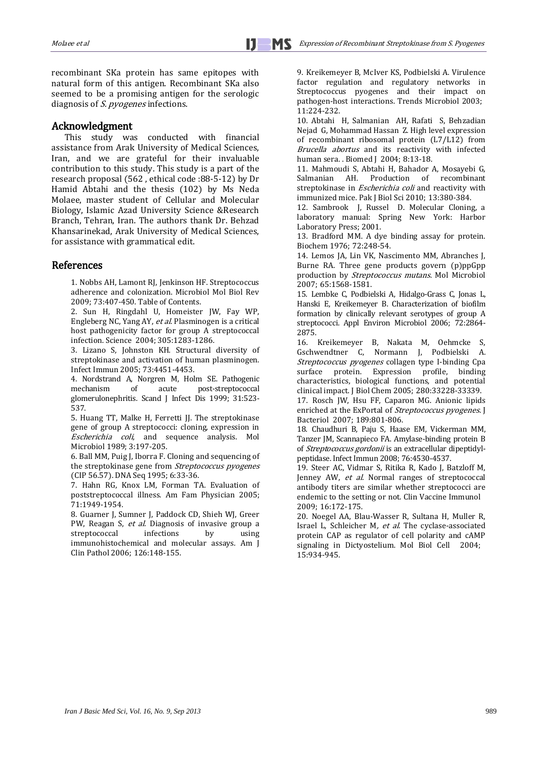recombinant SKa protein has same epitopes with natural form of this antigen. Recombinant SKa also seemed to be a promising antigen for the serologic diagnosis of *S. pyogenes* infections.

## Acknowledgment

This study was conducted with financial assistance from Arak University of Medical Sciences, Iran, and we are grateful for their invaluable contribution to this study. This study is a part of the research proposal (562 , ethical code :88-5-12) by Dr Hamid Abtahi and the thesis (102) by Ms Neda Molaee, master student of Cellular and Molecular Biology, Islamic Azad University Science &Research Branch, Tehran, Iran. The authors thank Dr. Behzad Khansarinekad, Arak University of Medical Sciences, for assistance with grammatical edit.

## References

1. Nobbs AH, Lamont RJ, Jenkinson HF. Streptococcus adherence and colonization. Microbiol Mol Biol Rev 2009; 73:407-450. Table of Contents.
2. Sun H, Ringdahl U, Homeister JW, Fay WP, Engleberg NC, Yang AY, *et al.* Plasminogen is a critical host pathogenicity factor for group A streptococcal infection. Science 2004; 305:1283-1286.
3. Lizano S, Johnston KH. Structural diversity of streptokinase and activation of human plasminogen. Infect Immun 2005; 73:4451-4453.
4. Nordstrand A, Norgren M, Holm SE. Pathogenic mechanism of acute post-streptococcal glomerulonephritis. Scand J Infect Dis 1999; 31:523-537.
5. Huang TT, Malke H, Ferretti JJ. The streptokinase gene of group A streptococci: cloning, expression in *Escherichia coli*, and sequence analysis. Mol Microbiol 1989; 3:197-205.
6. Ball MM, Puig J, Iborra F. Cloning and sequencing of the streptokinase gene from *Streptococcus pyogenes* (CIP 56.57). DNA Seq 1995; 6:33-36.
7. Hahn RG, Knox LM, Forman TA. Evaluation of poststreptococcal illness. Am Fam Physician 2005; 71:1949-1954.
8. Guarner J, Sumner J, Paddock CD, Shieh WJ, Greer PW, Reagan S, *et al.* Diagnosis of invasive group a streptococcal infections by using immunohistochemical and molecular assays. Am J Clin Pathol 2006; 126:148-155.
9. Kreikemeyer B, McIver KS, Podbielski A. Virulence factor regulation and regulatory networks in Streptococcus pyogenes and their impact on pathogen-host interactions. Trends Microbiol 2003; 11:224-232.
10. Abtahi H, Salmanian AH, Rafati S, Behzadian Nejad G, Mohammad Hassan Z. High level expression of recombinant ribosomal protein (L7/L12) from *Brucella abortus* and its reactivity with infected human sera. . Biomed J 2004; 8:13-18.
11. Mahmoudi S, Abtahi H, Bahador A, Mosayebi G, Salmanian AH. Production of recombinant streptokinase in *Escherichia coli* and reactivity with immunized mice. Pak J Biol Sci 2010; 13:380-384.
12. Sambrook J, Russel D. Molecular Cloning, a laboratory manual: Spring New York: Harbor Laboratory Press; 2001.
13. Bradford MM. A dye binding assay for protein. Biochem 1976; 72:248-54.
14. Lemos JA, Lin VK, Nascimento MM, Abranches J, Burne RA. Three gene products govern (p)ppGpp production by *Streptococcus mutans*. Mol Microbiol 2007; 65:1568-1581.
15. Lembke C, Podbielski A, Hidalgo-Grass C, Jonas L, Hanski E, Kreikemeyer B. Characterization of biofilm formation by clinically relevant serotypes of group A streptococci. Appl Environ Microbiol 2006; 72:2864-2875.
16. Kreikemeyer B, Nakata M, Oehmcke S, Gschwendtner C, Normann J, Podbielski A. *Streptococcus pyogenes* collagen type I-binding Cpa surface protein. Expression profile, binding characteristics, biological functions, and potential clinical impact. J Biol Chem 2005; 280:33228-33339.
17. Rosch JW, Hsu FF, Caparon MG. Anionic lipids enriched at the ExPortal of *Streptococcus pyogenes*. J Bacteriol 2007; 189:801-806.
18. Chaudhuri B, Paju S, Haase EM, Vickerman MM, Tanzer JM, Scannapieco FA. Amylase-binding protein B of *Streptococcus gordonii* is an extracellular dipeptidyl-peptidase. Infect Immun 2008; 76:4530-4537.
19. Steer AC, Vidmar S, Ritika R, Kado J, Batzloff M, Jenney AW, *et al.* Normal ranges of streptococcal antibody titers are similar whether streptococci are endemic to the setting or not. Clin Vaccine Immunol 2009; 16:172-175.
20. Noegel AA, Blau-Wasser R, Sultana H, Muller R, Israel L, Schleicher M, *et al.* The cyclase-associated protein CAP as regulator of cell polarity and cAMP signaling in Dictyostelium. Mol Biol Cell 2004; 15:934-945.